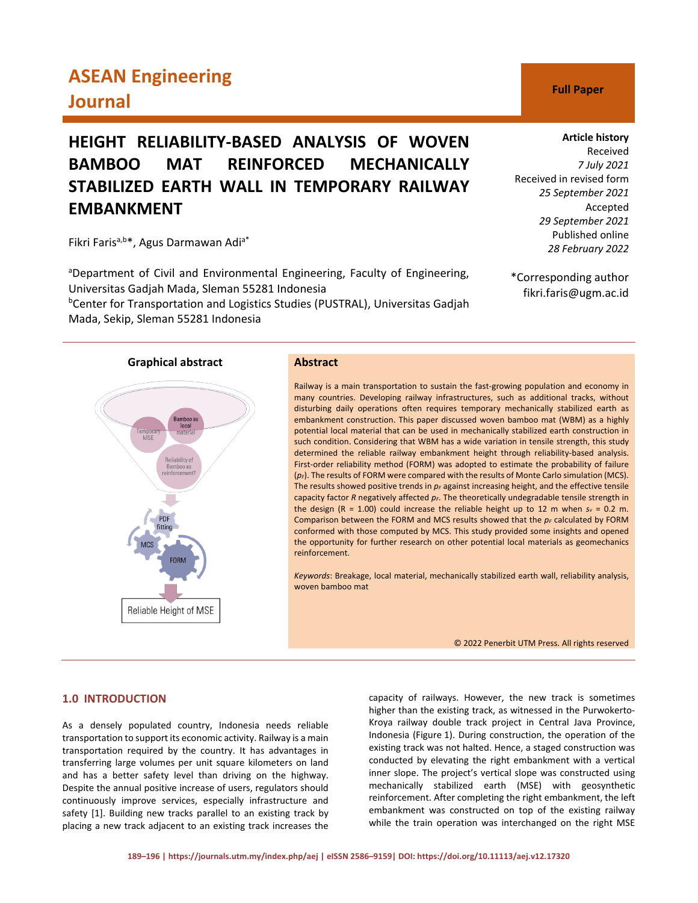# ASEAN Engineering Journal

**Full Paper**

# HEIGHT RELIABILITY-BASED ANALYSIS OF WOVEN BAMBOO MAT REINFORCED MECHANICALLY STABILIZED EARTH WALL IN TEMPORARY RAILWAY EMBANKMENT

Fikri Faris[a,b]*, Agus Darmawan Adi[a]*

[a]Department of Civil and Environmental Engineering, Faculty of Engineering, Universitas Gadjah Mada, Sleman 55281 Indonesia
[b]Center for Transportation and Logistics Studies (PUSTRAL), Universitas Gadjah Mada, Sekip, Sleman 55281 Indonesia

**Article history**
Received
*7 July 2021*
Received in revised form
*25 September 2021*
Accepted
*29 September 2021*
Published online
*28 February 2022*

*Corresponding author
fikri.faris@ugm.ac.id

**Graphical abstract**

Temporary MSE; Bamboo as local material; Reliability of Bamboo as reinforcement?; PDF fitting; MCS; FORM; Reliable Height of MSE

## Abstract

Railway is a main transportation to sustain the fast-growing population and economy in many countries. Developing railway infrastructures, such as additional tracks, without disturbing daily operations often requires temporary mechanically stabilized earth as embankment construction. This paper discussed woven bamboo mat (WBM) as a highly potential local material that can be used in mechanically stabilized earth construction in such condition. Considering that WBM has a wide variation in tensile strength, this study determined the reliable railway embankment height through reliability-based analysis. First-order reliability method (FORM) was adopted to estimate the probability of failure ($p_F$). The results of FORM were compared with the results of Monte Carlo simulation (MCS). The results showed positive trends in $p_F$ against increasing height, and the effective tensile capacity factor *R* negatively affected $p_F$. The theoretically undegradable tensile strength in the design (R = 1.00) could increase the reliable height up to 12 m when $s_v$ = 0.2 m. Comparison between the FORM and MCS results showed that the $p_F$ calculated by FORM conformed with those computed by MCS. This study provided some insights and opened the opportunity for further research on other potential local materials as geomechanics reinforcement.

*Keywords*: Breakage, local material, mechanically stabilized earth wall, reliability analysis, woven bamboo mat

© 2022 Penerbit UTM Press. All rights reserved

## 1.0 INTRODUCTION

As a densely populated country, Indonesia needs reliable transportation to support its economic activity. Railway is a main transportation required by the country. It has advantages in transferring large volumes per unit square kilometers on land and has a better safety level than driving on the highway. Despite the annual positive increase of users, regulators should continuously improve services, especially infrastructure and safety [1]. Building new tracks parallel to an existing track by placing a new track adjacent to an existing track increases the capacity of railways. However, the new track is sometimes higher than the existing track, as witnessed in the Purwokerto-Kroya railway double track project in Central Java Province, Indonesia (Figure 1). During construction, the operation of the existing track was not halted. Hence, a staged construction was conducted by elevating the right embankment with a vertical inner slope. The project's vertical slope was constructed using mechanically stabilized earth (MSE) with geosynthetic reinforcement. After completing the right embankment, the left embankment was constructed on top of the existing railway while the train operation was interchanged on the right MSE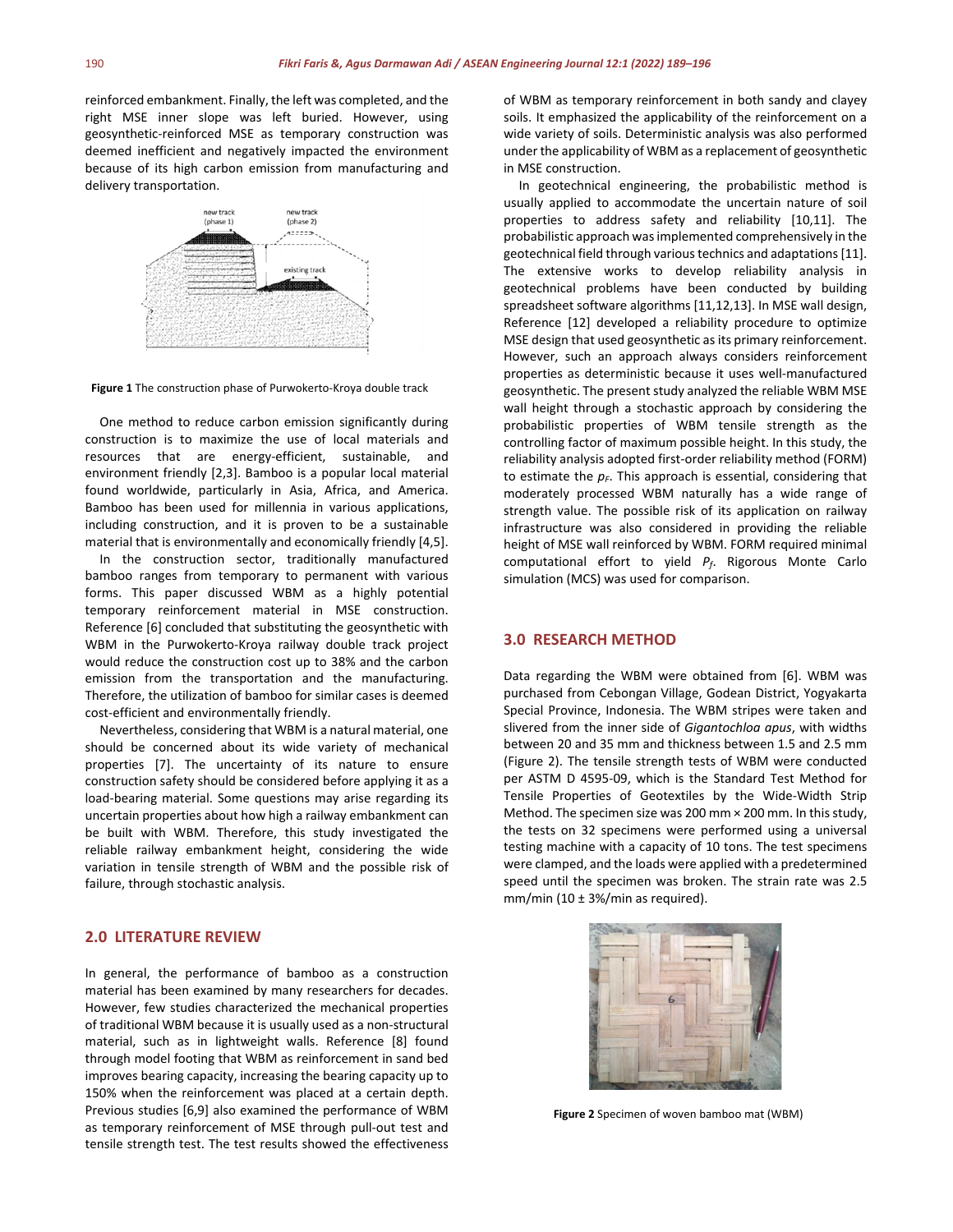reinforced embankment. Finally, the left was completed, and the right MSE inner slope was left buried. However, using geosynthetic-reinforced MSE as temporary construction was deemed inefficient and negatively impacted the environment because of its high carbon emission from manufacturing and delivery transportation.

**Figure 1** The construction phase of Purwokerto-Kroya double track

One method to reduce carbon emission significantly during construction is to maximize the use of local materials and resources that are energy-efficient, sustainable, and environment friendly [2,3]. Bamboo is a popular local material found worldwide, particularly in Asia, Africa, and America. Bamboo has been used for millennia in various applications, including construction, and it is proven to be a sustainable material that is environmentally and economically friendly [4,5]. In the construction sector, traditionally manufactured bamboo ranges from temporary to permanent with various forms. This paper discussed WBM as a highly potential temporary reinforcement material in MSE construction. Reference [6] concluded that substituting the geosynthetic with WBM in the Purwokerto-Kroya railway double track project would reduce the construction cost up to 38% and the carbon emission from the transportation and the manufacturing. Therefore, the utilization of bamboo for similar cases is deemed cost-efficient and environmentally friendly.

Nevertheless, considering that WBM is a natural material, one should be concerned about its wide variety of mechanical properties [7]. The uncertainty of its nature to ensure construction safety should be considered before applying it as a load-bearing material. Some questions may arise regarding its uncertain properties about how high a railway embankment can be built with WBM. Therefore, this study investigated the reliable railway embankment height, considering the wide variation in tensile strength of WBM and the possible risk of failure, through stochastic analysis.

## 2.0 LITERATURE REVIEW

In general, the performance of bamboo as a construction material has been examined by many researchers for decades. However, few studies characterized the mechanical properties of traditional WBM because it is usually used as a non-structural material, such as in lightweight walls. Reference [8] found through model footing that WBM as reinforcement in sand bed improves bearing capacity, increasing the bearing capacity up to 150% when the reinforcement was placed at a certain depth. Previous studies [6,9] also examined the performance of WBM as temporary reinforcement of MSE through pull-out test and tensile strength test. The test results showed the effectiveness of WBM as temporary reinforcement in both sandy and clayey soils. It emphasized the applicability of the reinforcement on a wide variety of soils. Deterministic analysis was also performed under the applicability of WBM as a replacement of geosynthetic in MSE construction.

In geotechnical engineering, the probabilistic method is usually applied to accommodate the uncertain nature of soil properties to address safety and reliability [10,11]. The probabilistic approach was implemented comprehensively in the geotechnical field through various technics and adaptations [11]. The extensive works to develop reliability analysis in geotechnical problems have been conducted by building spreadsheet software algorithms [11,12,13]. In MSE wall design, Reference [12] developed a reliability procedure to optimize MSE design that used geosynthetic as its primary reinforcement. However, such an approach always considers reinforcement properties as deterministic because it uses well-manufactured geosynthetic. The present study analyzed the reliable WBM MSE wall height through a stochastic approach by considering the probabilistic properties of WBM tensile strength as the controlling factor of maximum possible height. In this study, the reliability analysis adopted first-order reliability method (FORM) to estimate the $p_F$. This approach is essential, considering that moderately processed WBM naturally has a wide range of strength value. The possible risk of its application on railway infrastructure was also considered in providing the reliable height of MSE wall reinforced by WBM. FORM required minimal computational effort to yield $P_f$. Rigorous Monte Carlo simulation (MCS) was used for comparison.

## 3.0 RESEARCH METHOD

Data regarding the WBM were obtained from [6]. WBM was purchased from Cebongan Village, Godean District, Yogyakarta Special Province, Indonesia. The WBM stripes were taken and slivered from the inner side of *Gigantochloa apus*, with widths between 20 and 35 mm and thickness between 1.5 and 2.5 mm (Figure 2). The tensile strength tests of WBM were conducted per ASTM D 4595-09, which is the Standard Test Method for Tensile Properties of Geotextiles by the Wide-Width Strip Method. The specimen size was 200 mm × 200 mm. In this study, the tests on 32 specimens were performed using a universal testing machine with a capacity of 10 tons. The test specimens were clamped, and the loads were applied with a predetermined speed until the specimen was broken. The strain rate was 2.5 mm/min (10 ± 3%/min as required).

**Figure 2** Specimen of woven bamboo mat (WBM)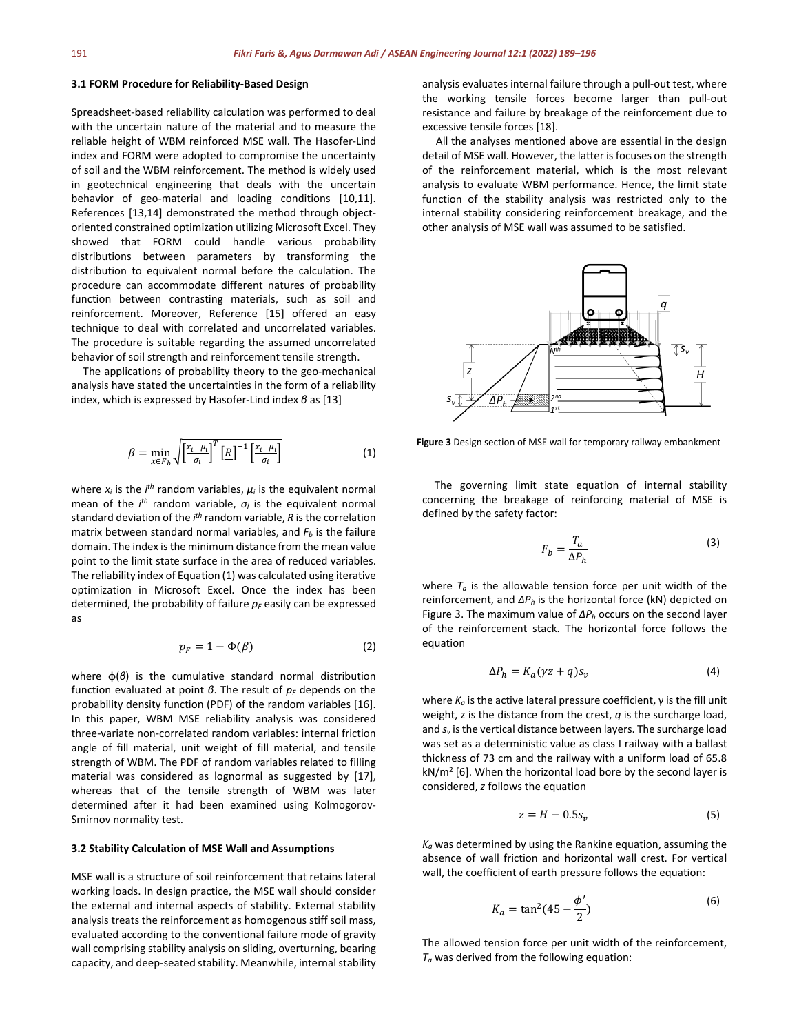### 3.1 FORM Procedure for Reliability-Based Design

Spreadsheet-based reliability calculation was performed to deal with the uncertain nature of the material and to measure the reliable height of WBM reinforced MSE wall. The Hasofer-Lind index and FORM were adopted to compromise the uncertainty of soil and the WBM reinforcement. The method is widely used in geotechnical engineering that deals with the uncertain behavior of geo-material and loading conditions [10,11]. References [13,14] demonstrated the method through object-oriented constrained optimization utilizing Microsoft Excel. They showed that FORM could handle various probability distributions between parameters by transforming the distribution to equivalent normal before the calculation. The procedure can accommodate different natures of probability function between contrasting materials, such as soil and reinforcement. Moreover, Reference [15] offered an easy technique to deal with correlated and uncorrelated variables. The procedure is suitable regarding the assumed uncorrelated behavior of soil strength and reinforcement tensile strength.

The applications of probability theory to the geo-mechanical analysis have stated the uncertainties in the form of a reliability index, which is expressed by Hasofer-Lind index $\beta$ as [13]

$$\beta = \min_{x \in F_b} \sqrt{\left[\frac{x_i - \mu_i}{\sigma_i}\right]^T \left[\underline{R}\right]^{-1} \left[\frac{x_i - \mu_i}{\sigma_i}\right]} \tag{1}$$

where $x_i$ is the $i^{th}$ random variables, $\mu_i$ is the equivalent normal mean of the $i^{th}$ random variable, $\sigma_i$ is the equivalent normal standard deviation of the $i^{th}$ random variable, $R$ is the correlation matrix between standard normal variables, and $F_b$ is the failure domain. The index is the minimum distance from the mean value point to the limit state surface in the area of reduced variables. The reliability index of Equation (1) was calculated using iterative optimization in Microsoft Excel. Once the index has been determined, the probability of failure $p_F$ easily can be expressed as

$$p_F = 1 - \Phi(\beta) \tag{2}$$

where $\Phi(\beta)$ is the cumulative standard normal distribution function evaluated at point $\beta$. The result of $p_F$ depends on the probability density function (PDF) of the random variables [16]. In this paper, WBM MSE reliability analysis was considered three-variate non-correlated random variables: internal friction angle of fill material, unit weight of fill material, and tensile strength of WBM. The PDF of random variables related to filling material was considered as lognormal as suggested by [17], whereas that of the tensile strength of WBM was later determined after it had been examined using Kolmogorov-Smirnov normality test.

### 3.2 Stability Calculation of MSE Wall and Assumptions

MSE wall is a structure of soil reinforcement that retains lateral working loads. In design practice, the MSE wall should consider the external and internal aspects of stability. External stability analysis treats the reinforcement as homogenous stiff soil mass, evaluated according to the conventional failure mode of gravity wall comprising stability analysis on sliding, overturning, bearing capacity, and deep-seated stability. Meanwhile, internal stability analysis evaluates internal failure through a pull-out test, where the working tensile forces become larger than pull-out resistance and failure by breakage of the reinforcement due to excessive tensile forces [18].

All the analyses mentioned above are essential in the design detail of MSE wall. However, the latter is focuses on the strength of the reinforcement material, which is the most relevant analysis to evaluate WBM performance. Hence, the limit state function of the stability analysis was restricted only to the internal stability considering reinforcement breakage, and the other analysis of MSE wall was assumed to be satisfied.

**Figure 3** Design section of MSE wall for temporary railway embankment

The governing limit state equation of internal stability concerning the breakage of reinforcing material of MSE is defined by the safety factor:

$$F_b = \frac{T_a}{\Delta P_h} \tag{3}$$

where $T_a$ is the allowable tension force per unit width of the reinforcement, and $\Delta P_h$ is the horizontal force (kN) depicted on Figure 3. The maximum value of $\Delta P_h$ occurs on the second layer of the reinforcement stack. The horizontal force follows the equation

$$\Delta P_h = K_a(\gamma z + q)s_v \tag{4}$$

where $K_a$ is the active lateral pressure coefficient, $\gamma$ is the fill unit weight, z is the distance from the crest, $q$ is the surcharge load, and $s_v$ is the vertical distance between layers. The surcharge load was set as a deterministic value as class I railway with a ballast thickness of 73 cm and the railway with a uniform load of 65.8 kN/m$^2$ [6]. When the horizontal load bore by the second layer is considered, $z$ follows the equation

$$z = H - 0.5s_v \tag{5}$$

$K_a$ was determined by using the Rankine equation, assuming the absence of wall friction and horizontal wall crest. For vertical wall, the coefficient of earth pressure follows the equation:

$$K_a = \tan^2(45 - \frac{\phi'}{2}) \tag{6}$$

The allowed tension force per unit width of the reinforcement, $T_a$ was derived from the following equation: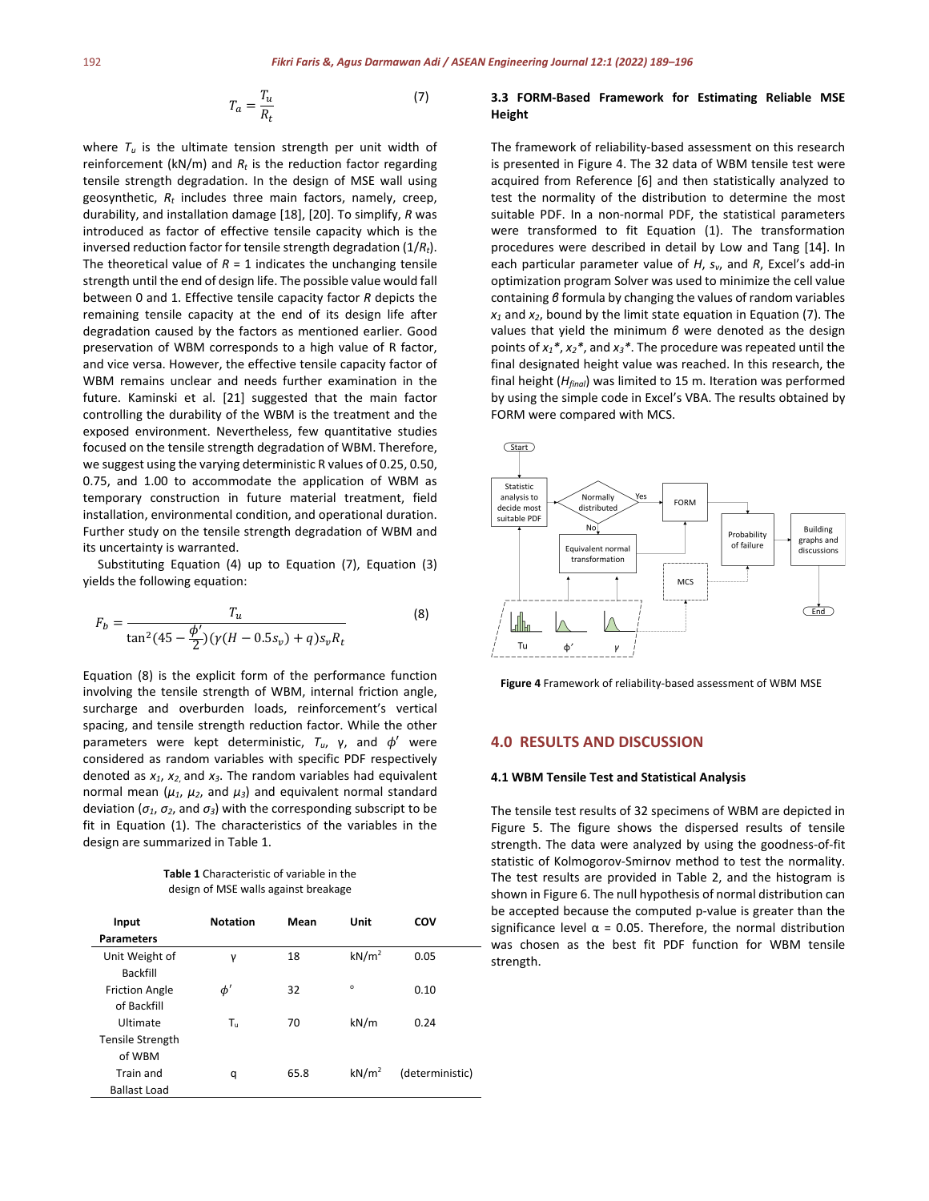$$T_a = \frac{T_u}{R_t} \tag{7}$$

where $T_u$ is the ultimate tension strength per unit width of reinforcement (kN/m) and $R_t$ is the reduction factor regarding tensile strength degradation. In the design of MSE wall using geosynthetic, $R_t$ includes three main factors, namely, creep, durability, and installation damage [18], [20]. To simplify, $R$ was introduced as factor of effective tensile capacity which is the inversed reduction factor for tensile strength degradation ($1/R_t$). The theoretical value of $R = 1$ indicates the unchanging tensile strength until the end of design life. The possible value would fall between 0 and 1. Effective tensile capacity factor $R$ depicts the remaining tensile capacity at the end of its design life after degradation caused by the factors as mentioned earlier. Good preservation of WBM corresponds to a high value of R factor, and vice versa. However, the effective tensile capacity factor of WBM remains unclear and needs further examination in the future. Kaminski et al. [21] suggested that the main factor controlling the durability of the WBM is the treatment and the exposed environment. Nevertheless, few quantitative studies focused on the tensile strength degradation of WBM. Therefore, we suggest using the varying deterministic R values of 0.25, 0.50, 0.75, and 1.00 to accommodate the application of WBM as temporary construction in future material treatment, field installation, environmental condition, and operational duration. Further study on the tensile strength degradation of WBM and its uncertainty is warranted.

Substituting Equation (4) up to Equation (7), Equation (3) yields the following equation:

$$F_b = \frac{T_u}{\tan^2(45 - \frac{\phi'}{2})(\gamma(H - 0.5s_v) + q)s_v R_t} \tag{8}$$

Equation (8) is the explicit form of the performance function involving the tensile strength of WBM, internal friction angle, surcharge and overburden loads, reinforcement's vertical spacing, and tensile strength reduction factor. While the other parameters were kept deterministic, $T_u$, γ, and $\phi'$ were considered as random variables with specific PDF respectively denoted as $x_1$, $x_2$, and $x_3$. The random variables had equivalent normal mean ($\mu_1$, $\mu_2$, and $\mu_3$) and equivalent normal standard deviation ($\sigma_1$, $\sigma_2$, and $\sigma_3$) with the corresponding subscript to be fit in Equation (1). The characteristics of the variables in the design are summarized in Table 1.

**Table 1** Characteristic of variable in the design of MSE walls against breakage

| Input Parameters | Notation | Mean | Unit | COV |
|---|---|---|---|---|
| Unit Weight of Backfill | γ | 18 | kN/m$^2$ | 0.05 |
| Friction Angle of Backfill | $\phi'$ | 32 | ° | 0.10 |
| Ultimate Tensile Strength of WBM | $T_u$ | 70 | kN/m | 0.24 |
| Train and Ballast Load | q | 65.8 | kN/m$^2$ | (deterministic) |

### 3.3 FORM-Based Framework for Estimating Reliable MSE Height

The framework of reliability-based assessment on this research is presented in Figure 4. The 32 data of WBM tensile test were acquired from Reference [6] and then statistically analyzed to test the normality of the distribution to determine the most suitable PDF. In a non-normal PDF, the statistical parameters were transformed to fit Equation (1). The transformation procedures were described in detail by Low and Tang [14]. In each particular parameter value of $H$, $s_v$, and $R$, Excel's add-in optimization program Solver was used to minimize the cell value containing $\beta$ formula by changing the values of random variables $x_1$ and $x_2$, bound by the limit state equation in Equation (7). The values that yield the minimum $\beta$ were denoted as the design points of $x_1$*, $x_2$*, and $x_3$*. The procedure was repeated until the final designated height value was reached. In this research, the final height ($H_{final}$) was limited to 15 m. Iteration was performed by using the simple code in Excel's VBA. The results obtained by FORM were compared with MCS.

**Figure 4** Framework of reliability-based assessment of WBM MSE

## 4.0 RESULTS AND DISCUSSION

### 4.1 WBM Tensile Test and Statistical Analysis

The tensile test results of 32 specimens of WBM are depicted in Figure 5. The figure shows the dispersed results of tensile strength. The data were analyzed by using the goodness-of-fit statistic of Kolmogorov-Smirnov method to test the normality. The test results are provided in Table 2, and the histogram is shown in Figure 6. The null hypothesis of normal distribution can be accepted because the computed p-value is greater than the significance level α = 0.05. Therefore, the normal distribution was chosen as the best fit PDF function for WBM tensile strength.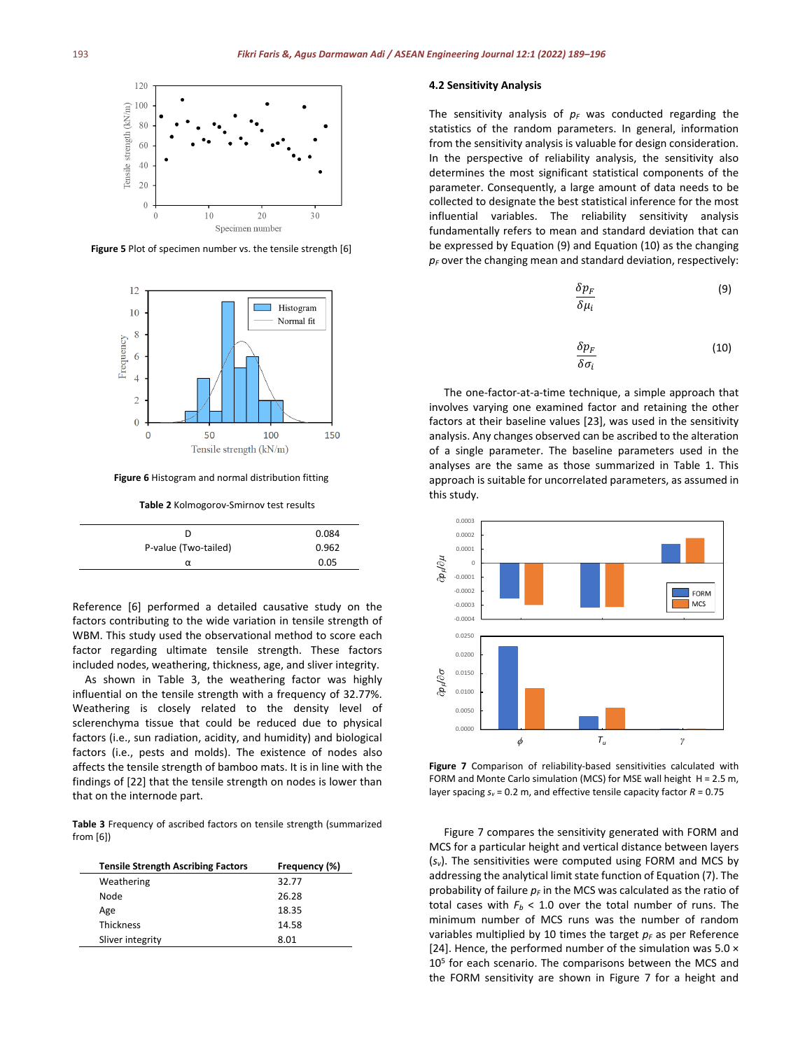Figure 5 Plot of specimen number vs. the tensile strength [6]

Figure 6 Histogram and normal distribution fitting

**Table 2** Kolmogorov-Smirnov test results

| | |
|---|---|
| D | 0.084 |
| P-value (Two-tailed) | 0.962 |
| α | 0.05 |

Reference [6] performed a detailed causative study on the factors contributing to the wide variation in tensile strength of WBM. This study used the observational method to score each factor regarding ultimate tensile strength. These factors included nodes, weathering, thickness, age, and sliver integrity.

As shown in Table 3, the weathering factor was highly influential on the tensile strength with a frequency of 32.77%. Weathering is closely related to the density level of sclerenchyma tissue that could be reduced due to physical factors (i.e., sun radiation, acidity, and humidity) and biological factors (i.e., pests and molds). The existence of nodes also affects the tensile strength of bamboo mats. It is in line with the findings of [22] that the tensile strength on nodes is lower than that on the internode part.

**Table 3** Frequency of ascribed factors on tensile strength (summarized from [6])

| Tensile Strength Ascribing Factors | Frequency (%) |
|---|---|
| Weathering | 32.77 |
| Node | 26.28 |
| Age | 18.35 |
| Thickness | 14.58 |
| Sliver integrity | 8.01 |

### 4.2 Sensitivity Analysis

The sensitivity analysis of $p_F$ was conducted regarding the statistics of the random parameters. In general, information from the sensitivity analysis is valuable for design consideration. In the perspective of reliability analysis, the sensitivity also determines the most significant statistical components of the parameter. Consequently, a large amount of data needs to be collected to designate the best statistical inference for the most influential variables. The reliability sensitivity analysis fundamentally refers to mean and standard deviation that can be expressed by Equation (9) and Equation (10) as the changing $p_F$ over the changing mean and standard deviation, respectively:

$$\frac{\delta p_F}{\delta \mu_i} \tag{9}$$

$$\frac{\delta p_F}{\delta \sigma_i} \tag{10}$$

The one-factor-at-a-time technique, a simple approach that involves varying one examined factor and retaining the other factors at their baseline values [23], was used in the sensitivity analysis. Any changes observed can be ascribed to the alteration of a single parameter. The baseline parameters used in the analyses are the same as those summarized in Table 1. This approach is suitable for uncorrelated parameters, as assumed in this study.

Figure 7 Comparison of reliability-based sensitivities calculated with FORM and Monte Carlo simulation (MCS) for MSE wall height $H$ = 2.5 m, layer spacing $s_v$ = 0.2 m, and effective tensile capacity factor $R$ = 0.75

Figure 7 compares the sensitivity generated with FORM and MCS for a particular height and vertical distance between layers ($s_v$). The sensitivities were computed using FORM and MCS by addressing the analytical limit state function of Equation (7). The probability of failure $p_F$ in the MCS was calculated as the ratio of total cases with $F_b$ < 1.0 over the total number of runs. The minimum number of MCS runs was the number of random variables multiplied by 10 times the target $p_F$ as per Reference [24]. Hence, the performed number of the simulation was 5.0 × $10^5$ for each scenario. The comparisons between the MCS and the FORM sensitivity are shown in Figure 7 for a height and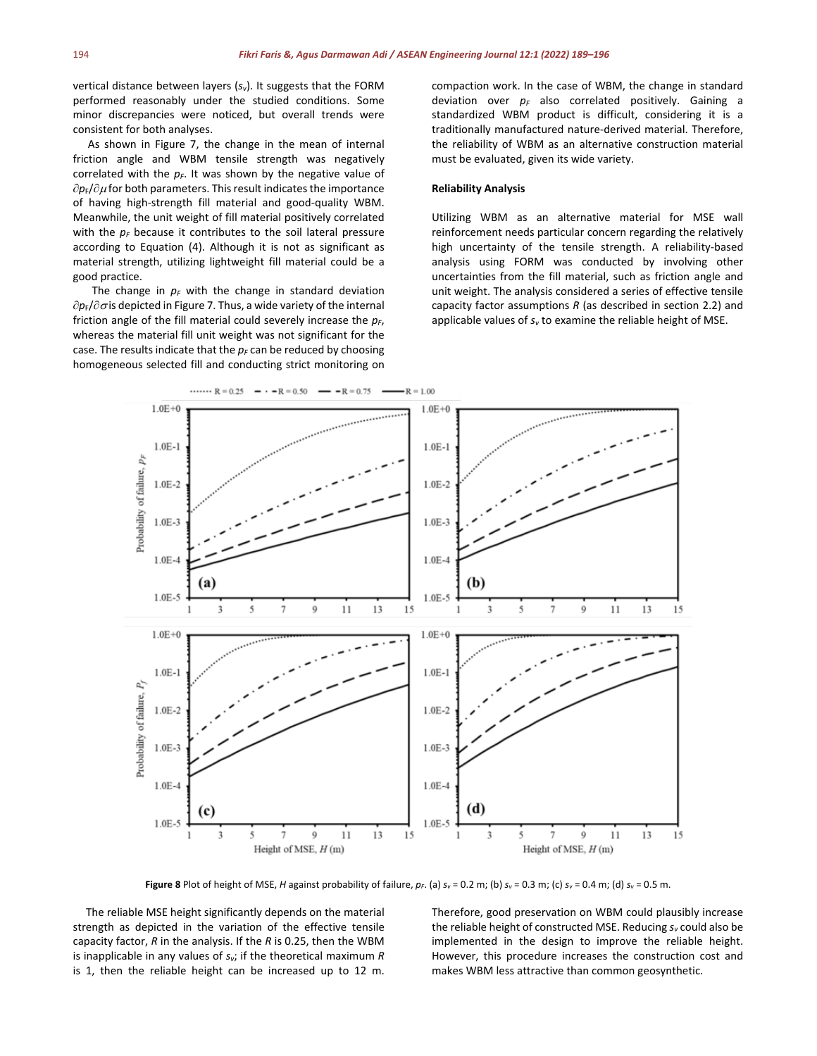vertical distance between layers ($s_v$). It suggests that the FORM performed reasonably under the studied conditions. Some minor discrepancies were noticed, but overall trends were consistent for both analyses.

As shown in Figure 7, the change in the mean of internal friction angle and WBM tensile strength was negatively correlated with the $p_F$. It was shown by the negative value of $\partial p_F/\partial \mu$ for both parameters. This result indicates the importance of having high-strength fill material and good-quality WBM. Meanwhile, the unit weight of fill material positively correlated with the $p_F$ because it contributes to the soil lateral pressure according to Equation (4). Although it is not as significant as material strength, utilizing lightweight fill material could be a good practice.

The change in $p_F$ with the change in standard deviation $\partial p_F/\partial \sigma$ is depicted in Figure 7. Thus, a wide variety of the internal friction angle of the fill material could severely increase the $p_F$, whereas the material fill unit weight was not significant for the case. The results indicate that the $p_F$ can be reduced by choosing homogeneous selected fill and conducting strict monitoring on compaction work. In the case of WBM, the change in standard deviation over $p_F$ also correlated positively. Gaining a standardized WBM product is difficult, considering it is a traditionally manufactured nature-derived material. Therefore, the reliability of WBM as an alternative construction material must be evaluated, given its wide variety.

**Reliability Analysis**

Utilizing WBM as an alternative material for MSE wall reinforcement needs particular concern regarding the relatively high uncertainty of the tensile strength. A reliability-based analysis using FORM was conducted by involving other uncertainties from the fill material, such as friction angle and unit weight. The analysis considered a series of effective tensile capacity factor assumptions $R$ (as described in section 2.2) and applicable values of $s_v$ to examine the reliable height of MSE.

**Figure 8** Plot of height of MSE, $H$ against probability of failure, $p_F$. (a) $s_v$ = 0.2 m; (b) $s_v$ = 0.3 m; (c) $s_v$ = 0.4 m; (d) $s_v$ = 0.5 m.

The reliable MSE height significantly depends on the material strength as depicted in the variation of the effective tensile capacity factor, $R$ in the analysis. If the $R$ is 0.25, then the WBM is inapplicable in any values of $s_v$; if the theoretical maximum $R$ is 1, then the reliable height can be increased up to 12 m. Therefore, good preservation on WBM could plausibly increase the reliable height of constructed MSE. Reducing $s_v$ could also be implemented in the design to improve the reliable height. However, this procedure increases the construction cost and makes WBM less attractive than common geosynthetic.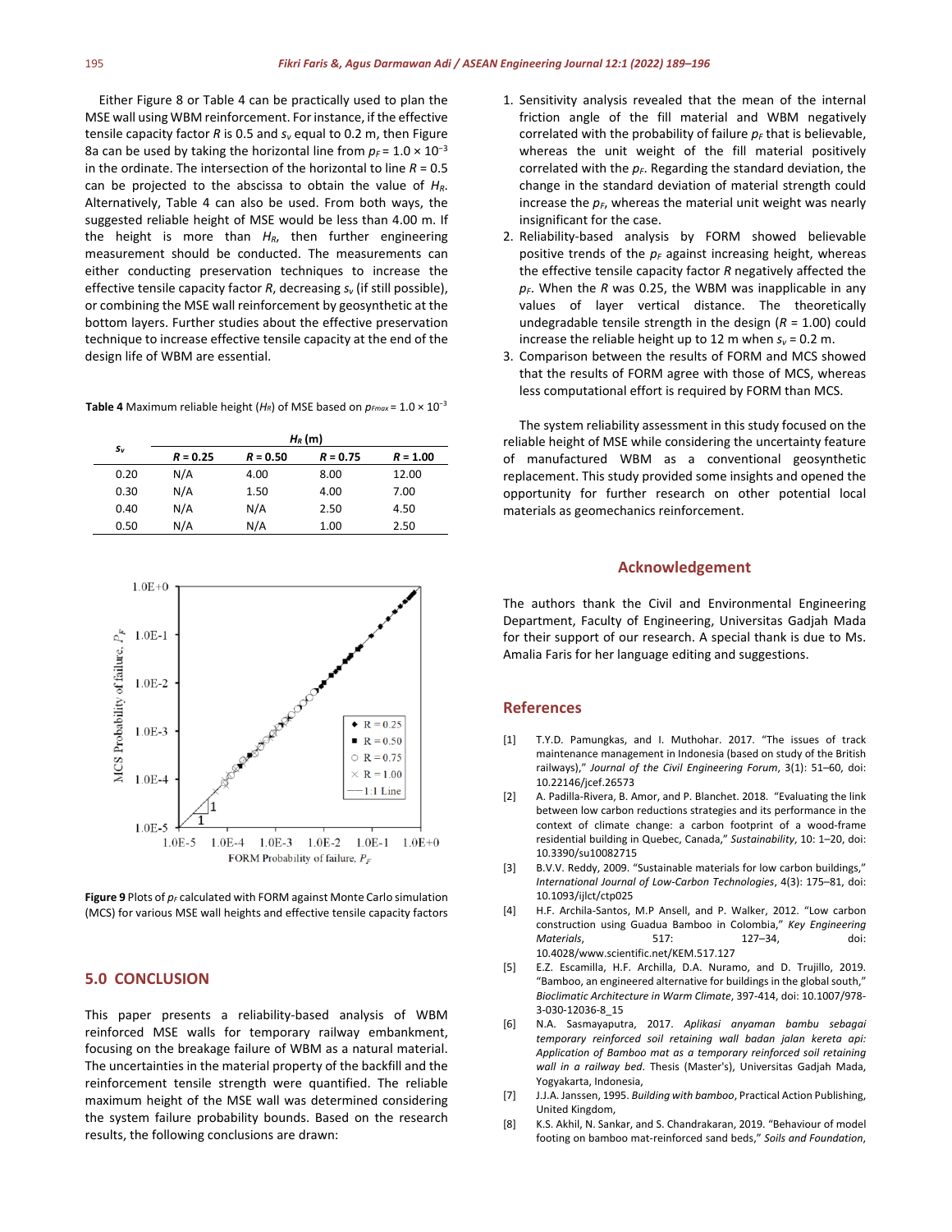Either Figure 8 or Table 4 can be practically used to plan the MSE wall using WBM reinforcement. For instance, if the effective tensile capacity factor $R$ is 0.5 and $s_v$ equal to 0.2 m, then Figure 8a can be used by taking the horizontal line from $p_F = 1.0 \times 10^{-3}$ in the ordinate. The intersection of the horizontal to line $R = 0.5$ can be projected to the abscissa to obtain the value of $H_R$. Alternatively, Table 4 can also be used. From both ways, the suggested reliable height of MSE would be less than 4.00 m. If the height is more than $H_R$, then further engineering measurement should be conducted. The measurements can either conducting preservation techniques to increase the effective tensile capacity factor $R$, decreasing $s_v$ (if still possible), or combining the MSE wall reinforcement by geosynthetic at the bottom layers. Further studies about the effective preservation technique to increase effective tensile capacity at the end of the design life of WBM are essential.

**Table 4** Maximum reliable height ($H_R$) of MSE based on $p_{Fmax} = 1.0 \times 10^{-3}$

| $s_v$ | $H_R$ (m) | | | |
|---|---|---|---|---|
| | $R$ = 0.25 | $R$ = 0.50 | $R$ = 0.75 | $R$ = 1.00 |
| 0.20 | N/A | 4.00 | 8.00 | 12.00 |
| 0.30 | N/A | 1.50 | 4.00 | 7.00 |
| 0.40 | N/A | N/A | 2.50 | 4.50 |
| 0.50 | N/A | N/A | 1.00 | 2.50 |

**Figure 9** Plots of $p_F$ calculated with FORM against Monte Carlo simulation (MCS) for various MSE wall heights and effective tensile capacity factors

## 5.0 CONCLUSION

This paper presents a reliability-based analysis of WBM reinforced MSE walls for temporary railway embankment, focusing on the breakage failure of WBM as a natural material. The uncertainties in the material property of the backfill and the reinforcement tensile strength were quantified. The reliable maximum height of the MSE wall was determined considering the system failure probability bounds. Based on the research results, the following conclusions are drawn:

1. Sensitivity analysis revealed that the mean of the internal friction angle of the fill material and WBM negatively correlated with the probability of failure $p_F$ that is believable, whereas the unit weight of the fill material positively correlated with the $p_F$. Regarding the standard deviation, the change in the standard deviation of material strength could increase the $p_F$, whereas the material unit weight was nearly insignificant for the case.
2. Reliability-based analysis by FORM showed believable positive trends of the $p_F$ against increasing height, whereas the effective tensile capacity factor $R$ negatively affected the $p_F$. When the $R$ was 0.25, the WBM was inapplicable in any values of layer vertical distance. The theoretically undegradable tensile strength in the design ($R$ = 1.00) could increase the reliable height up to 12 m when $s_v$ = 0.2 m.
3. Comparison between the results of FORM and MCS showed that the results of FORM agree with those of MCS, whereas less computational effort is required by FORM than MCS.

The system reliability assessment in this study focused on the reliable height of MSE while considering the uncertainty feature of manufactured WBM as a conventional geosynthetic replacement. This study provided some insights and opened the opportunity for further research on other potential local materials as geomechanics reinforcement.

## Acknowledgement

The authors thank the Civil and Environmental Engineering Department, Faculty of Engineering, Universitas Gadjah Mada for their support of our research. A special thank is due to Ms. Amalia Faris for her language editing and suggestions.

## References

[1] T.Y.D. Pamungkas, and I. Muthohar. 2017. "The issues of track maintenance management in Indonesia (based on study of the British railways)," *Journal of the Civil Engineering Forum*, 3(1): 51–60, doi: 10.22146/jcef.26573

[2] A. Padilla-Rivera, B. Amor, and P. Blanchet. 2018. "Evaluating the link between low carbon reductions strategies and its performance in the context of climate change: a carbon footprint of a wood-frame residential building in Quebec, Canada," *Sustainability*, 10: 1–20, doi: 10.3390/su10082715

[3] B.V.V. Reddy, 2009. "Sustainable materials for low carbon buildings," *International Journal of Low-Carbon Technologies*, 4(3): 175–81, doi: 10.1093/ijlct/ctp025

[4] H.F. Archila-Santos, M.P Ansell, and P. Walker, 2012. "Low carbon construction using Guadua Bamboo in Colombia," *Key Engineering Materials*, 517: 127–34, doi: 10.4028/www.scientific.net/KEM.517.127

[5] E.Z. Escamilla, H.F. Archilla, D.A. Nuramo, and D. Trujillo, 2019. "Bamboo, an engineered alternative for buildings in the global south," *Bioclimatic Architecture in Warm Climate*, 397-414, doi: 10.1007/978-3-030-12036-8_15

[6] N.A. Sasmayaputra, 2017. *Aplikasi anyaman bambu sebagai temporary reinforced soil retaining wall badan jalan kereta api: Application of Bamboo mat as a temporary reinforced soil retaining wall in a railway bed*. Thesis (Master's), Universitas Gadjah Mada, Yogyakarta, Indonesia,

[7] J.J.A. Janssen, 1995. *Building with bamboo*, Practical Action Publishing, United Kingdom,

[8] K.S. Akhil, N. Sankar, and S. Chandrakaran, 2019. "Behaviour of model footing on bamboo mat-reinforced sand beds," *Soils and Foundation*,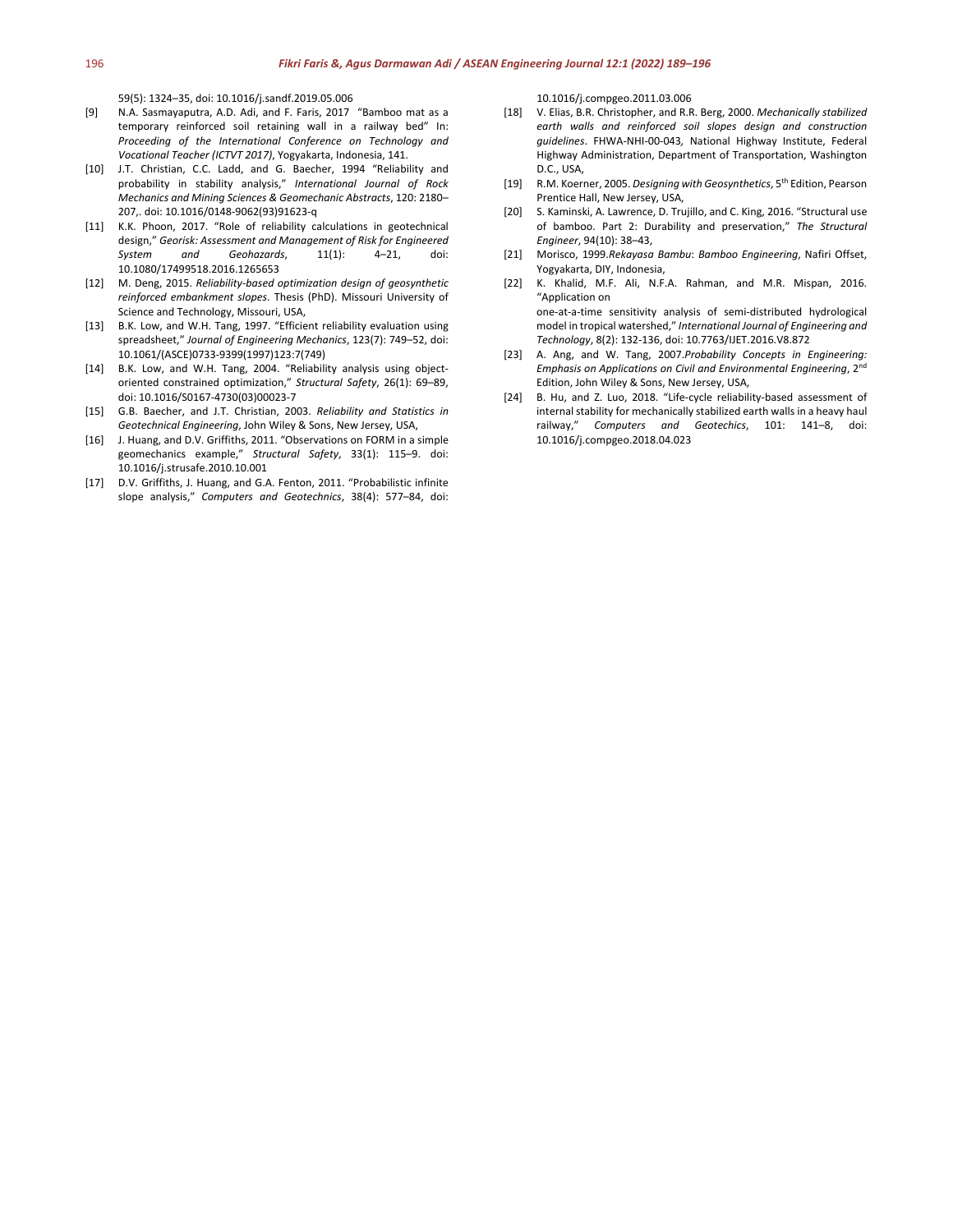59(5): 1324–35, doi: 10.1016/j.sandf.2019.05.006

[9] N.A. Sasmayaputra, A.D. Adi, and F. Faris, 2017 "Bamboo mat as a temporary reinforced soil retaining wall in a railway bed" In: *Proceeding of the International Conference on Technology and Vocational Teacher (ICTVT 2017)*, Yogyakarta, Indonesia, 141.

[10] J.T. Christian, C.C. Ladd, and G. Baecher, 1994 "Reliability and probability in stability analysis," *International Journal of Rock Mechanics and Mining Sciences & Geomechanic Abstracts*, 120: 2180–207,. doi: 10.1016/0148-9062(93)91623-q

[11] K.K. Phoon, 2017. "Role of reliability calculations in geotechnical design," *Georisk: Assessment and Management of Risk for Engineered System and Geohazards*, 11(1): 4–21, doi: 10.1080/17499518.2016.1265653

[12] M. Deng, 2015. *Reliability-based optimization design of geosynthetic reinforced embankment slopes*. Thesis (PhD). Missouri University of Science and Technology, Missouri, USA,

[13] B.K. Low, and W.H. Tang, 1997. "Efficient reliability evaluation using spreadsheet," *Journal of Engineering Mechanics*, 123(7): 749–52, doi: 10.1061/(ASCE)0733-9399(1997)123:7(749)

[14] B.K. Low, and W.H. Tang, 2004. "Reliability analysis using object-oriented constrained optimization," *Structural Safety*, 26(1): 69–89, doi: 10.1016/S0167-4730(03)00023-7

[15] G.B. Baecher, and J.T. Christian, 2003. *Reliability and Statistics in Geotechnical Engineering*, John Wiley & Sons, New Jersey, USA,

[16] J. Huang, and D.V. Griffiths, 2011. "Observations on FORM in a simple geomechanics example," *Structural Safety*, 33(1): 115–9. doi: 10.1016/j.strusafe.2010.10.001

[17] D.V. Griffiths, J. Huang, and G.A. Fenton, 2011. "Probabilistic infinite slope analysis," *Computers and Geotechnics*, 38(4): 577–84, doi: 10.1016/j.compgeo.2011.03.006

[18] V. Elias, B.R. Christopher, and R.R. Berg, 2000. *Mechanically stabilized earth walls and reinforced soil slopes design and construction guidelines*. FHWA-NHI-00-043, National Highway Institute, Federal Highway Administration, Department of Transportation, Washington D.C., USA,

[19] R.M. Koerner, 2005. *Designing with Geosynthetics*, 5th Edition, Pearson Prentice Hall, New Jersey, USA,

[20] S. Kaminski, A. Lawrence, D. Trujillo, and C. King, 2016. "Structural use of bamboo. Part 2: Durability and preservation," *The Structural Engineer*, 94(10): 38–43,

[21] Morisco, 1999.*Rekayasa Bambu*: *Bamboo Engineering*, Nafiri Offset, Yogyakarta, DIY, Indonesia,

[22] K. Khalid, M.F. Ali, N.F.A. Rahman, and M.R. Mispan, 2016. "Application on one-at-a-time sensitivity analysis of semi-distributed hydrological model in tropical watershed," *International Journal of Engineering and Technology*, 8(2): 132-136, doi: 10.7763/IJET.2016.V8.872

[23] A. Ang, and W. Tang, 2007.*Probability Concepts in Engineering: Emphasis on Applications on Civil and Environmental Engineering*, 2nd Edition, John Wiley & Sons, New Jersey, USA,

[24] B. Hu, and Z. Luo, 2018. "Life-cycle reliability-based assessment of internal stability for mechanically stabilized earth walls in a heavy haul railway," *Computers and Geotechics*, 101: 141–8, doi: 10.1016/j.compgeo.2018.04.023